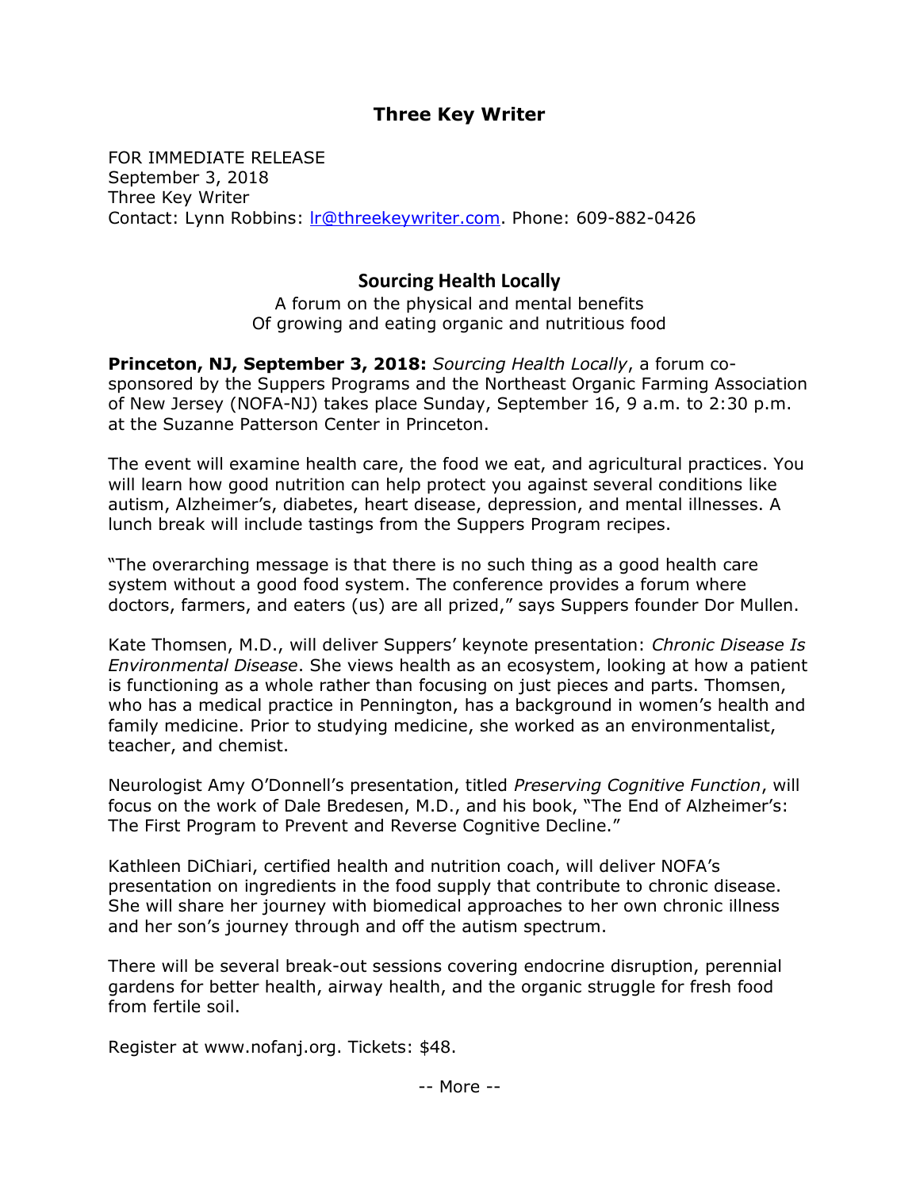# Three Key Writer

FOR IMMEDIATE RELEASE
September 3, 2018
Three Key Writer
Contact: Lynn Robbins: lr@threekeywriter.com. Phone: 609-882-0426

## Sourcing Health Locally

A forum on the physical and mental benefits
Of growing and eating organic and nutritious food

**Princeton, NJ, September 3, 2018:** *Sourcing Health Locally*, a forum co-sponsored by the Suppers Programs and the Northeast Organic Farming Association of New Jersey (NOFA-NJ) takes place Sunday, September 16, 9 a.m. to 2:30 p.m. at the Suzanne Patterson Center in Princeton.

The event will examine health care, the food we eat, and agricultural practices. You will learn how good nutrition can help protect you against several conditions like autism, Alzheimer's, diabetes, heart disease, depression, and mental illnesses. A lunch break will include tastings from the Suppers Program recipes.

"The overarching message is that there is no such thing as a good health care system without a good food system. The conference provides a forum where doctors, farmers, and eaters (us) are all prized," says Suppers founder Dor Mullen.

Kate Thomsen, M.D., will deliver Suppers' keynote presentation: *Chronic Disease Is Environmental Disease*. She views health as an ecosystem, looking at how a patient is functioning as a whole rather than focusing on just pieces and parts. Thomsen, who has a medical practice in Pennington, has a background in women's health and family medicine. Prior to studying medicine, she worked as an environmentalist, teacher, and chemist.

Neurologist Amy O'Donnell's presentation, titled *Preserving Cognitive Function*, will focus on the work of Dale Bredesen, M.D., and his book, "The End of Alzheimer's: The First Program to Prevent and Reverse Cognitive Decline."

Kathleen DiChiari, certified health and nutrition coach, will deliver NOFA's presentation on ingredients in the food supply that contribute to chronic disease. She will share her journey with biomedical approaches to her own chronic illness and her son's journey through and off the autism spectrum.

There will be several break-out sessions covering endocrine disruption, perennial gardens for better health, airway health, and the organic struggle for fresh food from fertile soil.

Register at www.nofanj.org. Tickets: $48.

-- More --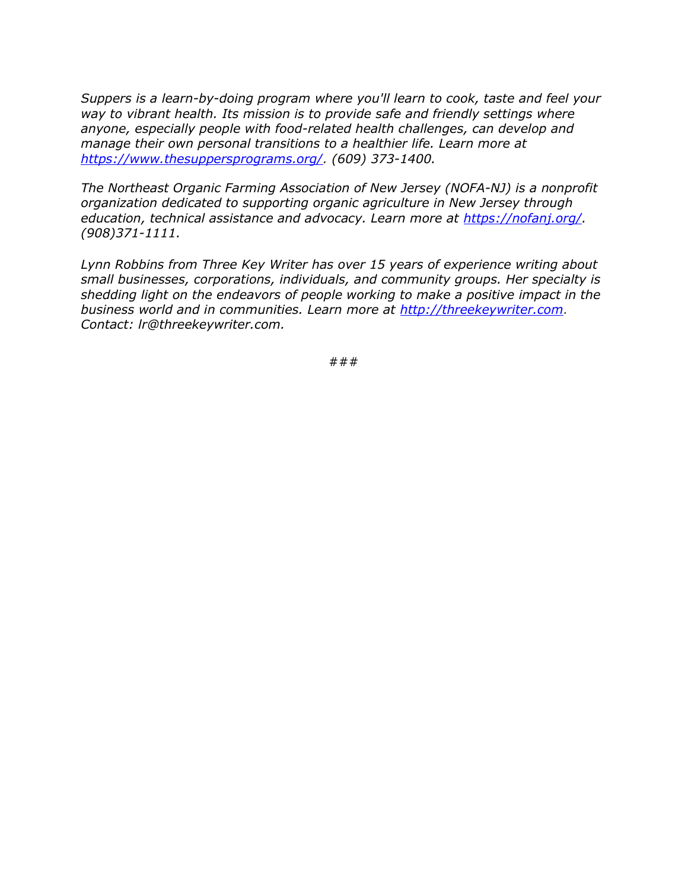*Suppers is a learn-by-doing program where you'll learn to cook, taste and feel your way to vibrant health. Its mission is to provide safe and friendly settings where anyone, especially people with food-related health challenges, can develop and manage their own personal transitions to a healthier life. Learn more at [https://www.thesuppersprograms.org/](https://www.thesuppersprograms.org/). (609) 373-1400.*

*The Northeast Organic Farming Association of New Jersey (NOFA-NJ) is a nonprofit organization dedicated to supporting organic agriculture in New Jersey through education, technical assistance and advocacy. Learn more at [https://nofanj.org/](https://nofanj.org/). (908)371-1111.*

*Lynn Robbins from Three Key Writer has over 15 years of experience writing about small businesses, corporations, individuals, and community groups. Her specialty is shedding light on the endeavors of people working to make a positive impact in the business world and in communities. Learn more at [http://threekeywriter.com](http://threekeywriter.com). Contact: lr@threekeywriter.com.*

###